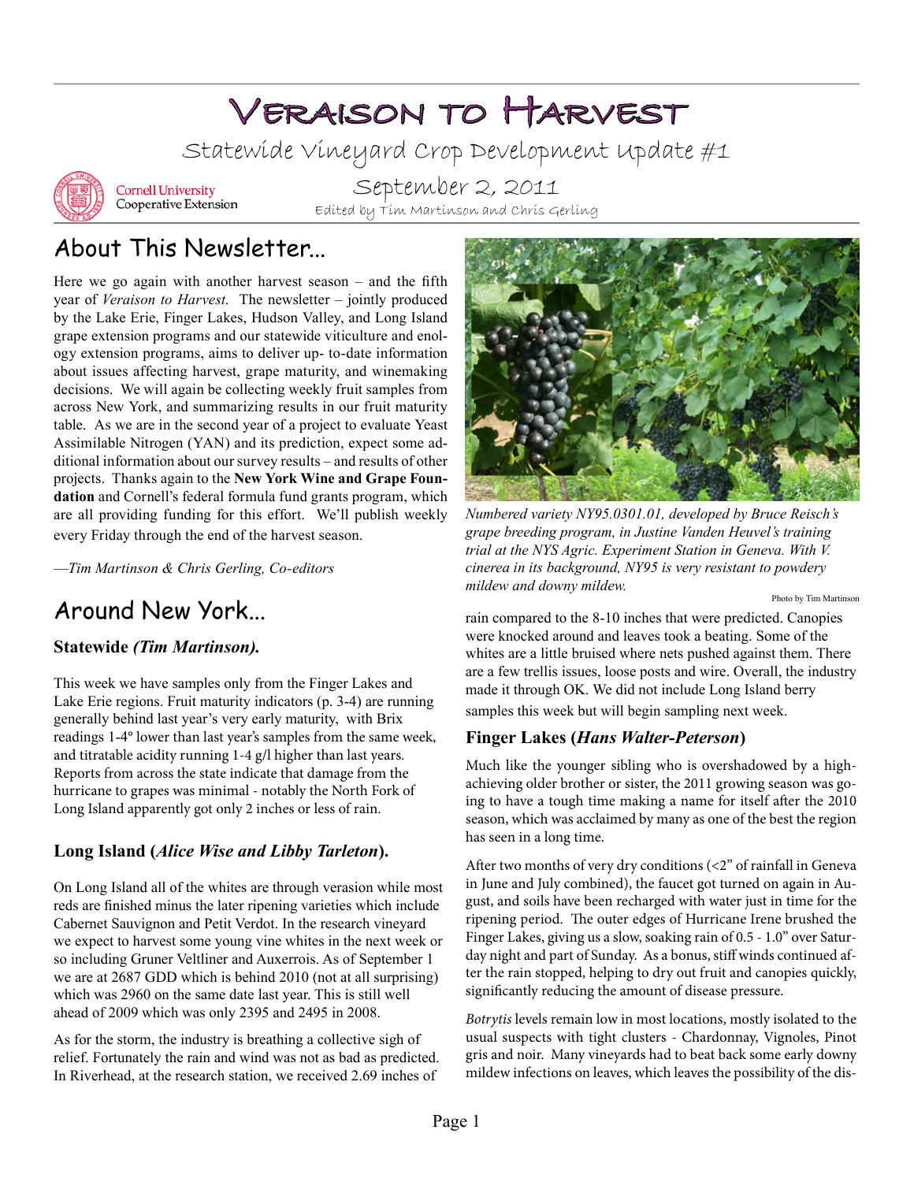# Veraison to Harvest

Statewide Vineyard Crop Development Update #1

Cornell University Cooperative Extension

September 2, 2011

Edited by Tim Martinson and Chris Gerling

## About This Newsletter...

Here we go again with another harvest season – and the fifth year of *Veraison to Harvest*. The newsletter – jointly produced by the Lake Erie, Finger Lakes, Hudson Valley, and Long Island grape extension programs and our statewide viticulture and enology extension programs, aims to deliver up- to-date information about issues affecting harvest, grape maturity, and winemaking decisions. We will again be collecting weekly fruit samples from across New York, and summarizing results in our fruit maturity table. As we are in the second year of a project to evaluate Yeast Assimilable Nitrogen (YAN) and its prediction, expect some additional information about our survey results – and results of other projects. Thanks again to the **New York Wine and Grape Foundation** and Cornell's federal formula fund grants program, which are all providing funding for this effort. We'll publish weekly every Friday through the end of the harvest season.

*—Tim Martinson & Chris Gerling, Co-editors*

*Numbered variety NY95.0301.01, developed by Bruce Reisch's grape breeding program, in Justine Vanden Heuvel's training trial at the NYS Agric. Experiment Station in Geneva. With V. cinerea in its background, NY95 is very resistant to powdery mildew and downy mildew.*

Photo by Tim Martinson

## Around New York...

### Statewide *(Tim Martinson).*

This week we have samples only from the Finger Lakes and Lake Erie regions. Fruit maturity indicators (p. 3-4) are running generally behind last year's very early maturity, with Brix readings 1-4° lower than last year's samples from the same week, and titratable acidity running 1-4 g/l higher than last years. Reports from across the state indicate that damage from the hurricane to grapes was minimal - notably the North Fork of Long Island apparently got only 2 inches or less of rain.

### Long Island (*Alice Wise and Libby Tarleton*).

On Long Island all of the whites are through verasion while most reds are finished minus the later ripening varieties which include Cabernet Sauvignon and Petit Verdot. In the research vineyard we expect to harvest some young vine whites in the next week or so including Gruner Veltliner and Auxerrois. As of September 1 we are at 2687 GDD which is behind 2010 (not at all surprising) which was 2960 on the same date last year. This is still well ahead of 2009 which was only 2395 and 2495 in 2008.

As for the storm, the industry is breathing a collective sigh of relief. Fortunately the rain and wind was not as bad as predicted. In Riverhead, at the research station, we received 2.69 inches of rain compared to the 8-10 inches that were predicted. Canopies were knocked around and leaves took a beating. Some of the whites are a little bruised where nets pushed against them. There are a few trellis issues, loose posts and wire. Overall, the industry made it through OK. We did not include Long Island berry samples this week but will begin sampling next week.

### Finger Lakes (*Hans Walter-Peterson*)

Much like the younger sibling who is overshadowed by a high-achieving older brother or sister, the 2011 growing season was going to have a tough time making a name for itself after the 2010 season, which was acclaimed by many as one of the best the region has seen in a long time.

After two months of very dry conditions (<2" of rainfall in Geneva in June and July combined), the faucet got turned on again in August, and soils have been recharged with water just in time for the ripening period. The outer edges of Hurricane Irene brushed the Finger Lakes, giving us a slow, soaking rain of 0.5 - 1.0" over Saturday night and part of Sunday. As a bonus, stiff winds continued after the rain stopped, helping to dry out fruit and canopies quickly, significantly reducing the amount of disease pressure.

*Botrytis* levels remain low in most locations, mostly isolated to the usual suspects with tight clusters - Chardonnay, Vignoles, Pinot gris and noir. Many vineyards had to beat back some early downy mildew infections on leaves, which leaves the possibility of the dis-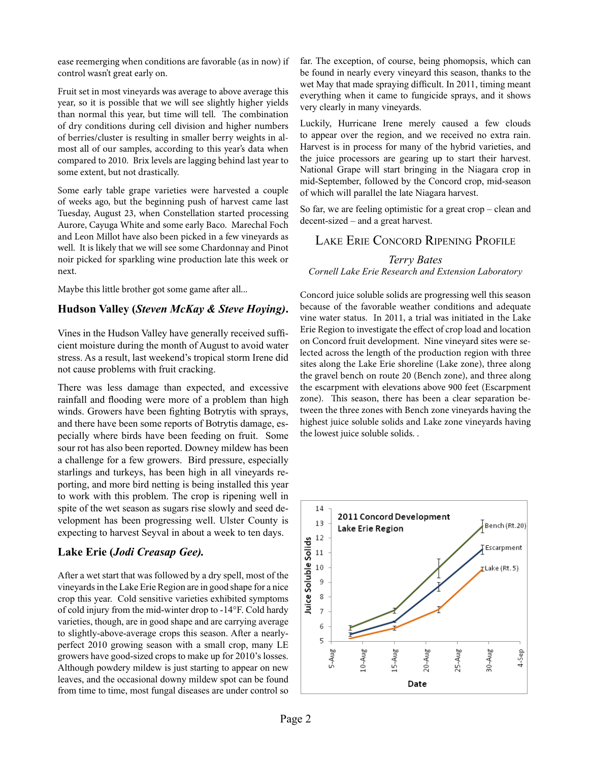ease reemerging when conditions are favorable (as in now) if control wasn't great early on.

Fruit set in most vineyards was average to above average this year, so it is possible that we will see slightly higher yields than normal this year, but time will tell. The combination of dry conditions during cell division and higher numbers of berries/cluster is resulting in smaller berry weights in almost all of our samples, according to this year's data when compared to 2010. Brix levels are lagging behind last year to some extent, but not drastically.

Some early table grape varieties were harvested a couple of weeks ago, but the beginning push of harvest came last Tuesday, August 23, when Constellation started processing Aurore, Cayuga White and some early Baco. Marechal Foch and Leon Millot have also been picked in a few vineyards as well. It is likely that we will see some Chardonnay and Pinot noir picked for sparkling wine production late this week or next.

Maybe this little brother got some game after all...

### Hudson Valley (*Steven McKay & Steve Hoying)*.

Vines in the Hudson Valley have generally received sufficient moisture during the month of August to avoid water stress. As a result, last weekend's tropical storm Irene did not cause problems with fruit cracking.

There was less damage than expected, and excessive rainfall and flooding were more of a problem than high winds. Growers have been fighting Botrytis with sprays, and there have been some reports of Botrytis damage, especially where birds have been feeding on fruit. Some sour rot has also been reported. Downey mildew has been a challenge for a few growers. Bird pressure, especially starlings and turkeys, has been high in all vineyards reporting, and more bird netting is being installed this year to work with this problem. The crop is ripening well in spite of the wet season as sugars rise slowly and seed development has been progressing well. Ulster County is expecting to harvest Seyval in about a week to ten days.

### Lake Erie (*Jodi Creasap Gee).*

After a wet start that was followed by a dry spell, most of the vineyards in the Lake Erie Region are in good shape for a nice crop this year. Cold sensitive varieties exhibited symptoms of cold injury from the mid-winter drop to -14°F. Cold hardy varieties, though, are in good shape and are carrying average to slightly-above-average crops this season. After a nearly-perfect 2010 growing season with a small crop, many LE growers have good-sized crops to make up for 2010's losses. Although powdery mildew is just starting to appear on new leaves, and the occasional downy mildew spot can be found from time to time, most fungal diseases are under control so far. The exception, of course, being phomopsis, which can be found in nearly every vineyard this season, thanks to the wet May that made spraying difficult. In 2011, timing meant everything when it came to fungicide sprays, and it shows very clearly in many vineyards.

Luckily, Hurricane Irene merely caused a few clouds to appear over the region, and we received no extra rain. Harvest is in process for many of the hybrid varieties, and the juice processors are gearing up to start their harvest. National Grape will start bringing in the Niagara crop in mid-September, followed by the Concord crop, mid-season of which will parallel the late Niagara harvest.

So far, we are feeling optimistic for a great crop – clean and decent-sized – and a great harvest.

## Lake Erie Concord Ripening Profile

*Terry Bates*

*Cornell Lake Erie Research and Extension Laboratory*

Concord juice soluble solids are progressing well this season because of the favorable weather conditions and adequate vine water status. In 2011, a trial was initiated in the Lake Erie Region to investigate the effect of crop load and location on Concord fruit development. Nine vineyard sites were selected across the length of the production region with three sites along the Lake Erie shoreline (Lake zone), three along the gravel bench on route 20 (Bench zone), and three along the escarpment with elevations above 900 feet (Escarpment zone). This season, there has been a clear separation between the three zones with Bench zone vineyards having the highest juice soluble solids and Lake zone vineyards having the lowest juice soluble solids. .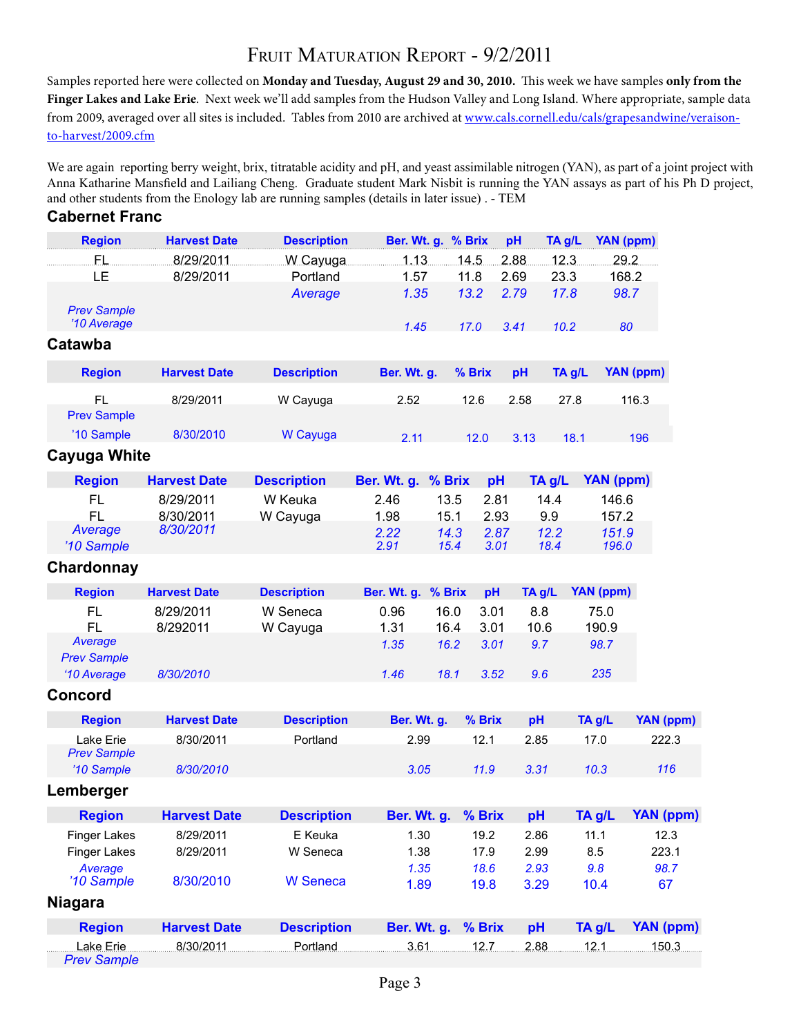# Fruit Maturation Report - 9/2/2011

Samples reported here were collected on **Monday and Tuesday, August 29 and 30, 2010.** This week we have samples **only from the Finger Lakes and Lake Erie**. Next week we'll add samples from the Hudson Valley and Long Island. Where appropriate, sample data from 2009, averaged over all sites is included. Tables from 2010 are archived at www.cals.cornell.edu/cals/grapesandwine/veraison-to-harvest/2009.cfm

We are again reporting berry weight, brix, titratable acidity and pH, and yeast assimilable nitrogen (YAN), as part of a joint project with Anna Katharine Mansfield and Lailiang Cheng. Graduate student Mark Nisbit is running the YAN assays as part of his Ph D project, and other students from the Enology lab are running samples (details in later issue) . - TEM

## Cabernet Franc

| Region | Harvest Date | Description | Ber. Wt. g. | % Brix | pH | TA g/L | YAN (ppm) |
|---|---|---|---|---|---|---|---|
| FL | 8/29/2011 | W Cayuga | 1.13 | 14.5 | 2.88 | 12.3 | 29.2 |
| LE | 8/29/2011 | Portland | 1.57 | 11.8 | 2.69 | 23.3 | 168.2 |
| | | *Average* | *1.35* | *13.2* | *2.79* | *17.8* | *98.7* |
| *Prev Sample* | | | | | | | |
| *'10 Average* | | | *1.45* | *17.0* | *3.41* | *10.2* | *80* |

## Catawba

| Region | Harvest Date | Description | Ber. Wt. g. | % Brix | pH | TA g/L | YAN (ppm) |
|---|---|---|---|---|---|---|---|
| FL | 8/29/2011 | W Cayuga | 2.52 | 12.6 | 2.58 | 27.8 | 116.3 |
| Prev Sample | | | | | | | |
| '10 Sample | 8/30/2010 | W Cayuga | 2.11 | 12.0 | 3.13 | 18.1 | 196 |

## Cayuga White

| Region | Harvest Date | Description | Ber. Wt. g. | % Brix | pH | TA g/L | YAN (ppm) |
|---|---|---|---|---|---|---|---|
| FL | 8/29/2011 | W Keuka | 2.46 | 13.5 | 2.81 | 14.4 | 146.6 |
| FL | 8/30/2011 | W Cayuga | 1.98 | 15.1 | 2.93 | 9.9 | 157.2 |
| *Average* | *8/30/2011* | | *2.22* | *14.3* | *2.87* | *12.2* | *151.9* |
| *'10 Sample* | | | *2.91* | *15.4* | *3.01* | *18.4* | *196.0* |

## Chardonnay

| Region | Harvest Date | Description | Ber. Wt. g. | % Brix | pH | TA g/L | YAN (ppm) |
|---|---|---|---|---|---|---|---|
| FL | 8/29/2011 | W Seneca | 0.96 | 16.0 | 3.01 | 8.8 | 75.0 |
| FL | 8/292011 | W Cayuga | 1.31 | 16.4 | 3.01 | 10.6 | 190.9 |
| *Average* | | | *1.35* | *16.2* | *3.01* | *9.7* | *98.7* |
| *Prev Sample* | | | | | | | |
| *'10 Average* | *8/30/2010* | | *1.46* | *18.1* | *3.52* | *9.6* | *235* |

## Concord

| Region | Harvest Date | Description | Ber. Wt. g. | % Brix | pH | TA g/L | YAN (ppm) |
|---|---|---|---|---|---|---|---|
| Lake Erie | 8/30/2011 | Portland | 2.99 | 12.1 | 2.85 | 17.0 | 222.3 |
| *Prev Sample* | | | | | | | |
| *'10 Sample* | *8/30/2010* | | *3.05* | *11.9* | *3.31* | *10.3* | *116* |

## Lemberger

| Region | Harvest Date | Description | Ber. Wt. g. | % Brix | pH | TA g/L | YAN (ppm) |
|---|---|---|---|---|---|---|---|
| Finger Lakes | 8/29/2011 | E Keuka | 1.30 | 19.2 | 2.86 | 11.1 | 12.3 |
| Finger Lakes | 8/29/2011 | W Seneca | 1.38 | 17.9 | 2.99 | 8.5 | 223.1 |
| *Average* | | | *1.35* | *18.6* | *2.93* | *9.8* | *98.7* |
| *'10 Sample* | 8/30/2010 | W Seneca | 1.89 | 19.8 | 3.29 | 10.4 | 67 |

## Niagara

| Region | Harvest Date | Description | Ber. Wt. g. | % Brix | pH | TA g/L | YAN (ppm) |
|---|---|---|---|---|---|---|---|
| Lake Erie | 8/30/2011 | Portland | 3.61 | 12.7 | 2.88 | 12.1 | 150.3 |
| *Prev Sample* | | | | | | | |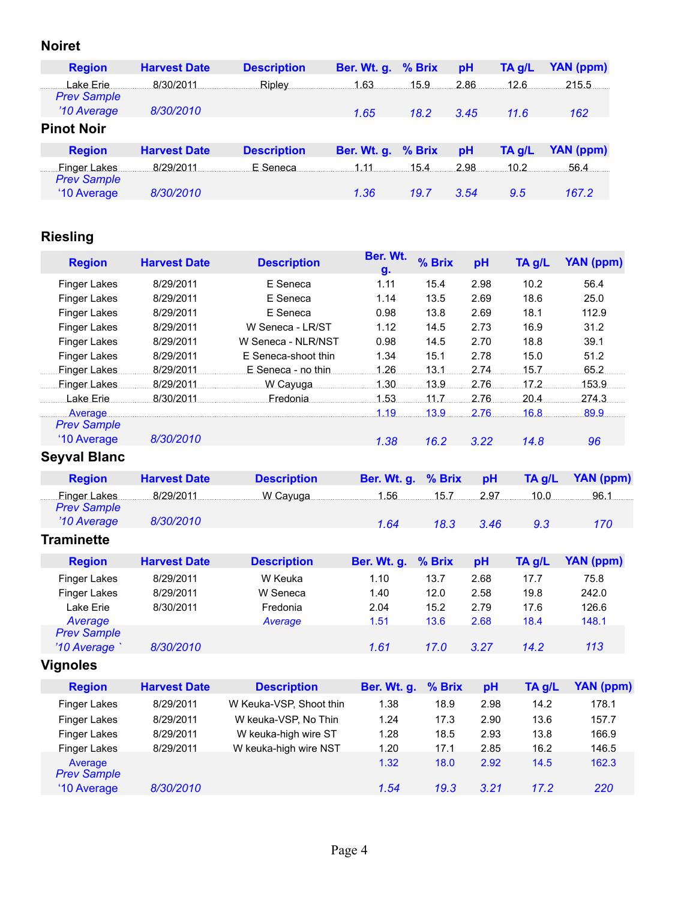## Noiret

| Region | Harvest Date | Description | Ber. Wt. g. | % Brix | pH | TA g/L | YAN (ppm) |
|---|---|---|---|---|---|---|---|
| Lake Erie | 8/30/2011 | Ripley | 1.63 | 15.9 | 2.86 | 12.6 | 215.5 |
| *Prev Sample '10 Average* | *8/30/2010* | | *1.65* | *18.2* | *3.45* | *11.6* | *162* |

## Pinot Noir

| Region | Harvest Date | Description | Ber. Wt. g. | % Brix | pH | TA g/L | YAN (ppm) |
|---|---|---|---|---|---|---|---|
| Finger Lakes | 8/29/2011 | E Seneca | 1.11 | 15.4 | 2.98 | 10.2 | 56.4 |
| *Prev Sample '10 Average* | *8/30/2010* | | *1.36* | *19.7* | *3.54* | *9.5* | *167.2* |

## Riesling

| Region | Harvest Date | Description | Ber. Wt. g. | % Brix | pH | TA g/L | YAN (ppm) |
|---|---|---|---|---|---|---|---|
| Finger Lakes | 8/29/2011 | E Seneca | 1.11 | 15.4 | 2.98 | 10.2 | 56.4 |
| Finger Lakes | 8/29/2011 | E Seneca | 1.14 | 13.5 | 2.69 | 18.6 | 25.0 |
| Finger Lakes | 8/29/2011 | E Seneca | 0.98 | 13.8 | 2.69 | 18.1 | 112.9 |
| Finger Lakes | 8/29/2011 | W Seneca - LR/ST | 1.12 | 14.5 | 2.73 | 16.9 | 31.2 |
| Finger Lakes | 8/29/2011 | W Seneca - NLR/NST | 0.98 | 14.5 | 2.70 | 18.8 | 39.1 |
| Finger Lakes | 8/29/2011 | E Seneca-shoot thin | 1.34 | 15.1 | 2.78 | 15.0 | 51.2 |
| Finger Lakes | 8/29/2011 | E Seneca - no thin | 1.26 | 13.1 | 2.74 | 15.7 | 65.2 |
| Finger Lakes | 8/29/2011 | W Cayuga | 1.30 | 13.9 | 2.76 | 17.2 | 153.9 |
| Lake Erie | 8/30/2011 | Fredonia | 1.53 | 11.7 | 2.76 | 20.4 | 274.3 |
| *Average* | | | *1.19* | *13.9* | *2.76* | *16.8* | *89.9* |
| *Prev Sample '10 Average* | *8/30/2010* | | *1.38* | *16.2* | *3.22* | *14.8* | *96* |

## Seyval Blanc

| Region | Harvest Date | Description | Ber. Wt. g. | % Brix | pH | TA g/L | YAN (ppm) |
|---|---|---|---|---|---|---|---|
| Finger Lakes | 8/29/2011 | W Cayuga | 1.56 | 15.7 | 2.97 | 10.0 | 96.1 |
| *Prev Sample '10 Average* | *8/30/2010* | | *1.64* | *18.3* | *3.46* | *9.3* | *170* |

## Traminette

| Region | Harvest Date | Description | Ber. Wt. g. | % Brix | pH | TA g/L | YAN (ppm) |
|---|---|---|---|---|---|---|---|
| Finger Lakes | 8/29/2011 | W Keuka | 1.10 | 13.7 | 2.68 | 17.7 | 75.8 |
| Finger Lakes | 8/29/2011 | W Seneca | 1.40 | 12.0 | 2.58 | 19.8 | 242.0 |
| Lake Erie | 8/30/2011 | Fredonia | 2.04 | 15.2 | 2.79 | 17.6 | 126.6 |
| *Average* | | *Average* | *1.51* | *13.6* | *2.68* | *18.4* | *148.1* |
| *Prev Sample '10 Average `* | *8/30/2010* | | *1.61* | *17.0* | *3.27* | *14.2* | *113* |

## Vignoles

| Region | Harvest Date | Description | Ber. Wt. g. | % Brix | pH | TA g/L | YAN (ppm) |
|---|---|---|---|---|---|---|---|
| Finger Lakes | 8/29/2011 | W Keuka-VSP, Shoot thin | 1.38 | 18.9 | 2.98 | 14.2 | 178.1 |
| Finger Lakes | 8/29/2011 | W keuka-VSP, No Thin | 1.24 | 17.3 | 2.90 | 13.6 | 157.7 |
| Finger Lakes | 8/29/2011 | W keuka-high wire ST | 1.28 | 18.5 | 2.93 | 13.8 | 166.9 |
| Finger Lakes | 8/29/2011 | W keuka-high wire NST | 1.20 | 17.1 | 2.85 | 16.2 | 146.5 |
| *Average* | | | *1.32* | *18.0* | *2.92* | *14.5* | *162.3* |
| *Prev Sample '10 Average* | *8/30/2010* | | *1.54* | *19.3* | *3.21* | *17.2* | *220* |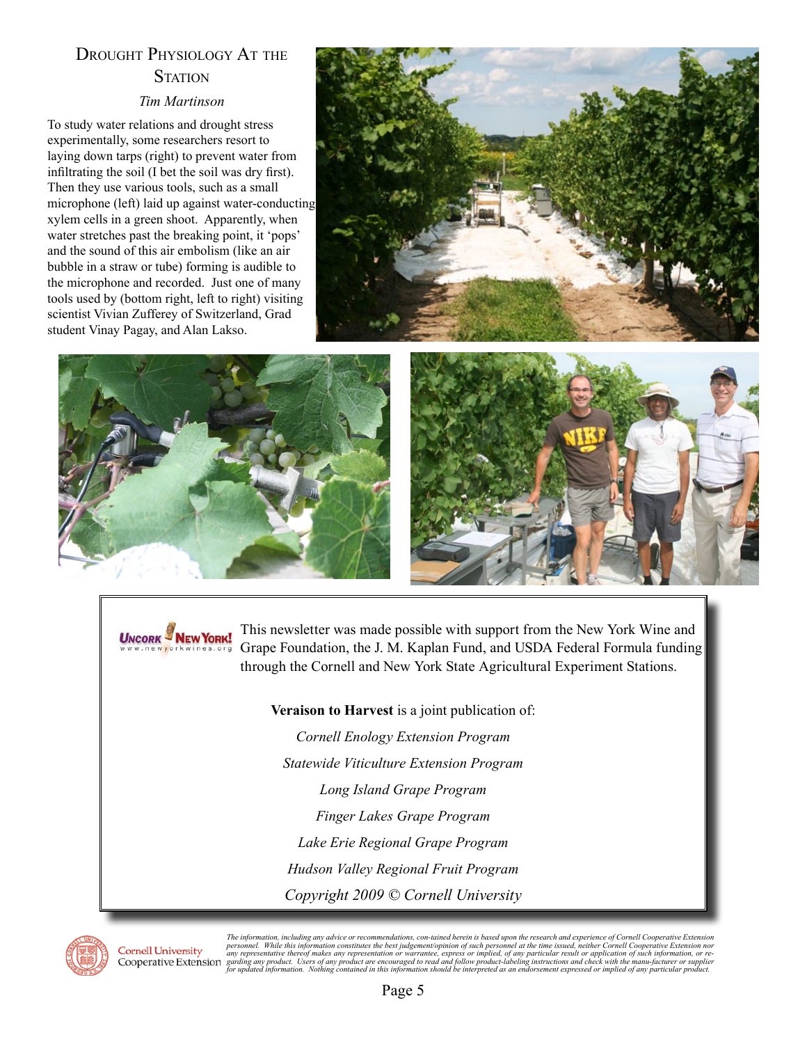## Drought Physiology At the Station

*Tim Martinson*

To study water relations and drought stress experimentally, some researchers resort to laying down tarps (right) to prevent water from infiltrating the soil (I bet the soil was dry first). Then they use various tools, such as a small microphone (left) laid up against water-conducting xylem cells in a green shoot. Apparently, when water stretches past the breaking point, it 'pops' and the sound of this air embolism (like an air bubble in a straw or tube) forming is audible to the microphone and recorded. Just one of many tools used by (bottom right, left to right) visiting scientist Vivian Zufferey of Switzerland, Grad student Vinay Pagay, and Alan Lakso.

This newsletter was made possible with support from the New York Wine and Grape Foundation, the J. M. Kaplan Fund, and USDA Federal Formula funding through the Cornell and New York State Agricultural Experiment Stations.

**Veraison to Harvest** is a joint publication of:

*Cornell Enology Extension Program*

*Statewide Viticulture Extension Program*

*Long Island Grape Program*

*Finger Lakes Grape Program*

*Lake Erie Regional Grape Program*

*Hudson Valley Regional Fruit Program*

*Copyright 2009 © Cornell University*

Cornell University Cooperative Extension

*The information, including any advice or recommendations, con-tained herein is based upon the research and experience of Cornell Cooperative Extension personnel. While this information constitutes the best judgement/opinion of such personnel at the time issued, neither Cornell Cooperative Extension nor any representative thereof makes any representation or warrantee, express or implied, of any particular result or application of such information, or re-garding any product. Users of any product are encouraged to read and follow product-labeling instructions and check with the manu-facturer or supplier for updated information. Nothing contained in this information should be interpreted as an endorsement expressed or implied of any particular product.*